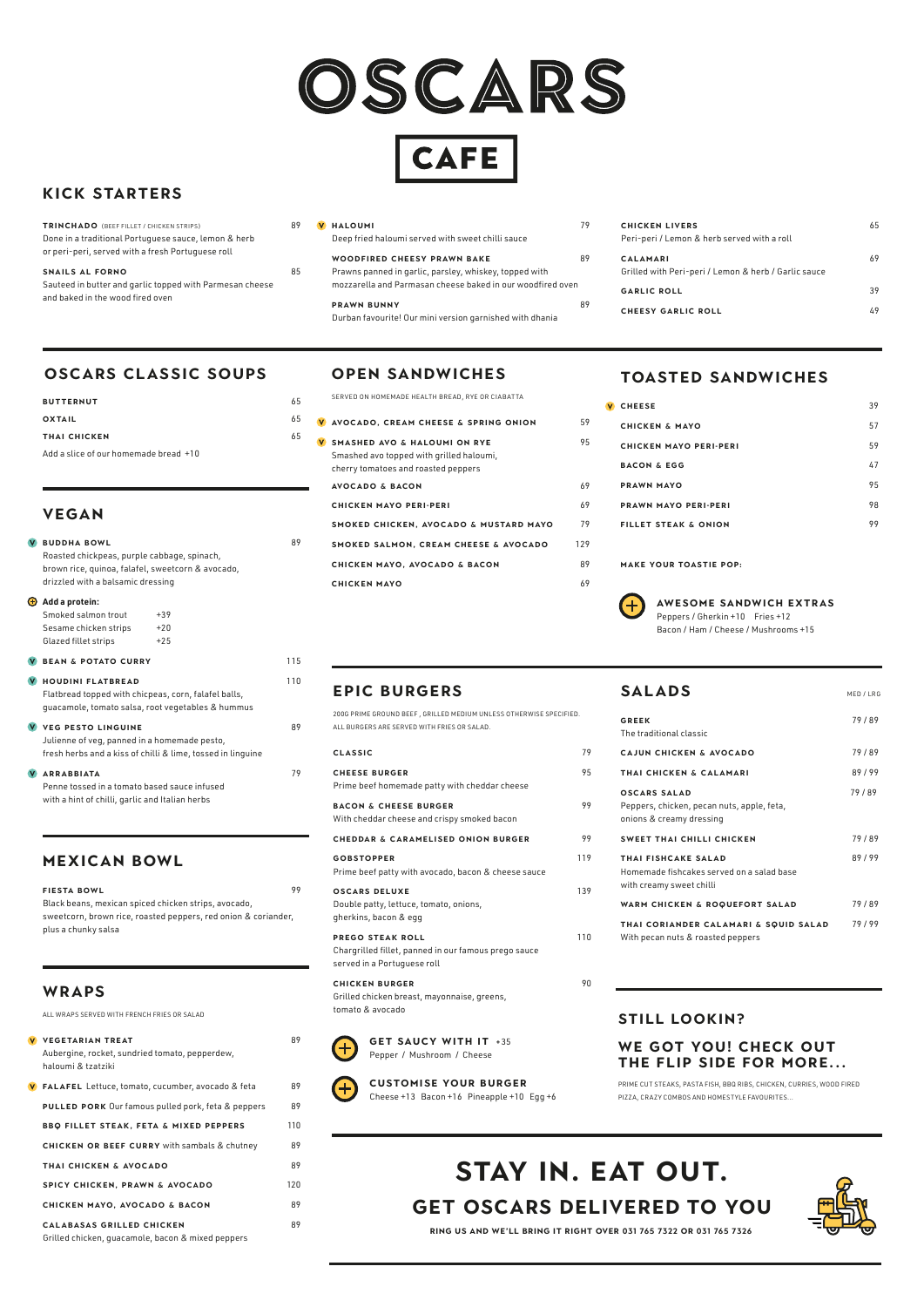# OSCARS CAFE

## KICK STARTERS

**TRINCHADO** (BEEF FILLET / CHICKEN STRIPS) 89
Done in a traditional Portuguese sauce, lemon & herb or peri-peri, served with a fresh Portuguese roll

**SNAILS AL FORNO** 85
Sauteed in butter and garlic topped with Parmesan cheese and baked in the wood fired oven

(V) **HALOUMI** 79
Deep fried haloumi served with sweet chilli sauce

**WOODFIRED CHEESY PRAWN BAKE** 89
Prawns panned in garlic, parsley, whiskey, topped with mozzarella and Parmasan cheese baked in our woodfired oven

**PRAWN BUNNY** 89
Durban favourite! Our mini version garnished with dhania

**CHICKEN LIVERS** 65
Peri-peri / Lemon & herb served with a roll

**CALAMARI** 69
Grilled with Peri-peri / Lemon & herb / Garlic sauce

**GARLIC ROLL** 39

**CHEESY GARLIC ROLL** 49

## OSCARS CLASSIC SOUPS

**BUTTERNUT** 65

**OXTAIL** 65

**THAI CHICKEN** 65

Add a slice of our homemade bread +10

## VEGAN

(V) **BUDDHA BOWL** 89
Roasted chickpeas, purple cabbage, spinach, brown rice, quinoa, falafel, sweetcorn & avocado, drizzled with a balsamic dressing

(+) **Add a protein:**
- Smoked salmon trout +39
- Sesame chicken strips +20
- Glazed fillet strips +25

(V) **BEAN & POTATO CURRY** 115

(V) **HOUDINI FLATBREAD** 110
Flatbread topped with chickpeas, corn, falafel balls, guacamole, tomato salsa, root vegetables & hummus

(V) **VEG PESTO LINGUINE** 89
Julienne of veg, panned in a homemade pesto, fresh herbs and a kiss of chilli & lime, tossed in linguine

(V) **ARRABBIATA** 79
Penne tossed in a tomato based sauce infused with a hint of chilli, garlic and Italian herbs

## MEXICAN BOWL

**FIESTA BOWL** 99
Black beans, mexican spiced chicken strips, avocado, sweetcorn, brown rice, roasted peppers, red onion & coriander, plus a chunky salsa

## WRAPS

ALL WRAPS SERVED WITH FRENCH FRIES OR SALAD

(V) **VEGETARIAN TREAT** 89
Aubergine, rocket, sundried tomato, pepperdew, haloumi & tzatziki

(V) **FALAFEL** Lettuce, tomato, cucumber, avocado & feta 89

**PULLED PORK** Our famous pulled pork, feta & peppers 89

**BBQ FILLET STEAK, FETA & MIXED PEPPERS** 110

**CHICKEN OR BEEF CURRY** with sambals & chutney 89

**THAI CHICKEN & AVOCADO** 89

**SPICY CHICKEN, PRAWN & AVOCADO** 120

**CHICKEN MAYO, AVOCADO & BACON** 89

**CALABASAS GRILLED CHICKEN** 89
Grilled chicken, guacamole, bacon & mixed peppers

## OPEN SANDWICHES

SERVED ON HOMEMADE HEALTH BREAD, RYE OR CIABATTA

(V) **AVOCADO, CREAM CHEESE & SPRING ONION** 59

(V) **SMASHED AVO & HALOUMI ON RYE** 95
Smashed avo topped with grilled haloumi, cherry tomatoes and roasted peppers

**AVOCADO & BACON** 69

**CHICKEN MAYO PERI-PERI** 69

**SMOKED CHICKEN, AVOCADO & MUSTARD MAYO** 79

**SMOKED SALMON, CREAM CHEESE & AVOCADO** 129

**CHICKEN MAYO, AVOCADO & BACON** 89

**CHICKEN MAYO** 69

## TOASTED SANDWICHES

(V) **CHEESE** 39

**CHICKEN & MAYO** 57

**CHICKEN MAYO PERI-PERI** 59

**BACON & EGG** 47

**PRAWN MAYO** 95

**PRAWN MAYO PERI-PERI** 98

**FILLET STEAK & ONION** 99

**MAKE YOUR TOASTIE POP:**

(+) **AWESOME SANDWICH EXTRAS**
Peppers / Gherkin +10 Fries +12
Bacon / Ham / Cheese / Mushrooms +15

## EPIC BURGERS

200G PRIME GROUND BEEF, GRILLED MEDIUM UNLESS OTHERWISE SPECIFIED. ALL BURGERS ARE SERVED WITH FRIES OR SALAD.

**CLASSIC** 79

**CHEESE BURGER** 95
Prime beef homemade patty with cheddar cheese

**BACON & CHEESE BURGER** 99
With cheddar cheese and crispy smoked bacon

**CHEDDAR & CARAMELISED ONION BURGER** 99

**GOBSTOPPER** 119
Prime beef patty with avocado, bacon & cheese sauce

**OSCARS DELUXE** 139
Double patty, lettuce, tomato, onions, gherkins, bacon & egg

**PREGO STEAK ROLL** 110
Chargrilled fillet, panned in our famous prego sauce served in a Portuguese roll

**CHICKEN BURGER** 90
Grilled chicken breast, mayonnaise, greens, tomato & avocado

(+) **GET SAUCY WITH IT** +35
Pepper / Mushroom / Cheese

(+) **CUSTOMISE YOUR BURGER**
Cheese +13 Bacon +16 Pineapple +10 Egg +6

## SALADS

| | MED / LRG |
|---|---|
| **GREEK** The traditional classic | 79 / 89 |
| **CAJUN CHICKEN & AVOCADO** | 79 / 89 |
| **THAI CHICKEN & CALAMARI** | 89 / 99 |
| **OSCARS SALAD** Peppers, chicken, pecan nuts, apple, feta, onions & creamy dressing | 79 / 89 |
| **SWEET THAI CHILLI CHICKEN** | 79 / 89 |
| **THAI FISHCAKE SALAD** Homemade fishcakes served on a salad base with creamy sweet chilli | 89 / 99 |
| **WARM CHICKEN & ROQUEFORT SALAD** | 79 / 89 |
| **THAI CORIANDER CALAMARI & SQUID SALAD** With pecan nuts & roasted peppers | 79 / 99 |

## STILL LOOKIN?

### WE GOT YOU! CHECK OUT THE FLIP SIDE FOR MORE...

PRIME CUT STEAKS, PASTA FISH, BBQ RIBS, CHICKEN, CURRIES, WOOD FIRED PIZZA, CRAZY COMBOS AND HOMESTYLE FAVOURITES...

## STAY IN. EAT OUT.

### GET OSCARS DELIVERED TO YOU

RING US AND WE'LL BRING IT RIGHT OVER 031 765 7322 OR 031 765 7326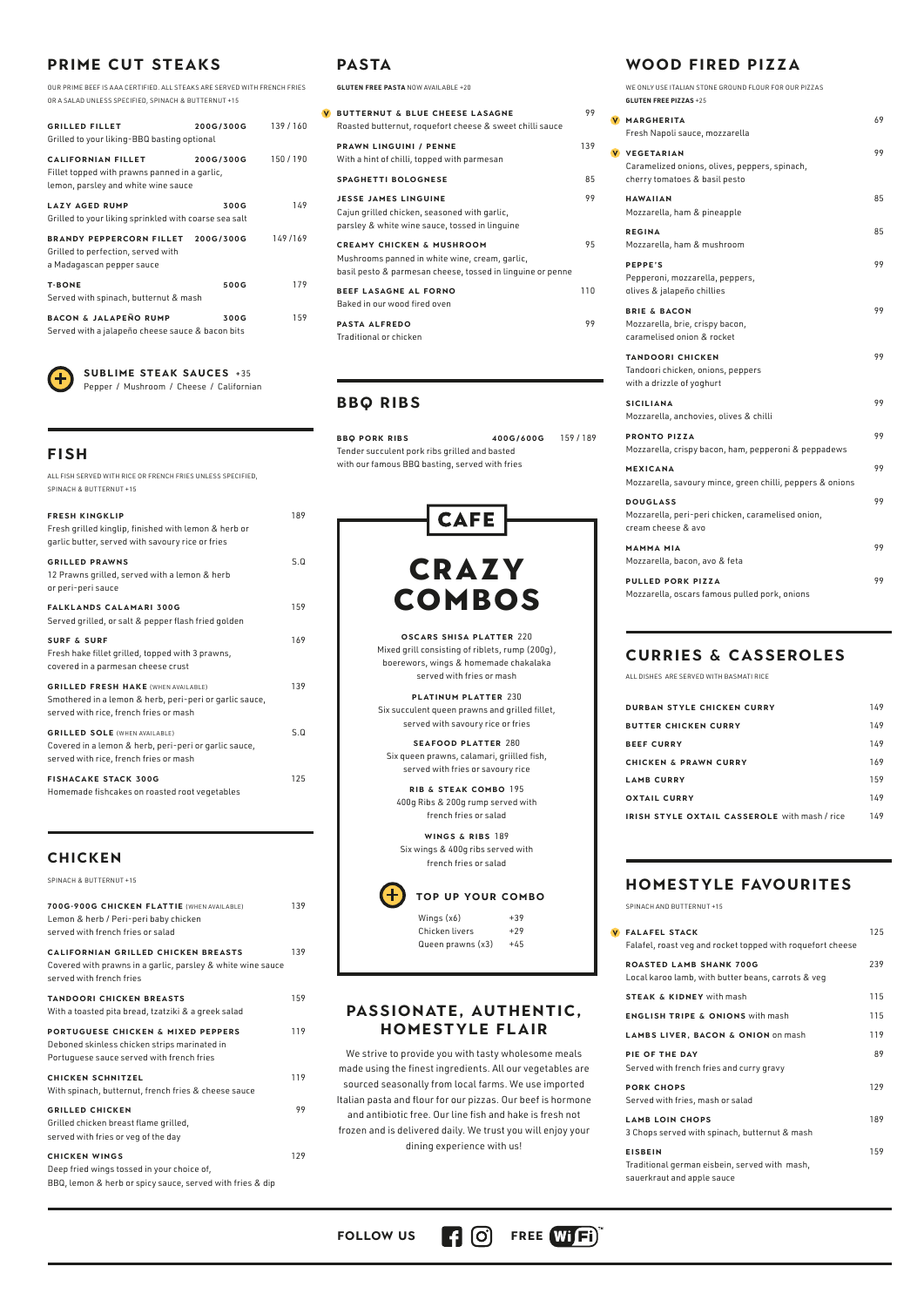## PRIME CUT STEAKS

OUR PRIME BEEF IS AAA CERTIFIED. ALL STEAKS ARE SERVED WITH FRENCH FRIES OR A SALAD UNLESS SPECIFIED, SPINACH & BUTTERNUT +15

| | | |
|---|---|---|
| **GRILLED FILLET** 200G/300G<br>Grilled to your liking-BBQ basting optional | | 139 / 160 |
| **CALIFORNIAN FILLET** 200G/300G<br>Fillet topped with prawns panned in a garlic, lemon, parsley and white wine sauce | | 150 / 190 |
| **LAZY AGED RUMP** 300G<br>Grilled to your liking sprinkled with coarse sea salt | | 149 |
| **BRANDY PEPPERCORN FILLET** 200G/300G<br>Grilled to perfection, served with a Madagascan pepper sauce | | 149 /169 |
| **T-BONE** 500G<br>Served with spinach, butternut & mash | | 179 |
| **BACON & JALAPEÑO RUMP** 300G<br>Served with a jalapeño cheese sauce & bacon bits | | 159 |

**SUBLIME STEAK SAUCES** +35
Pepper / Mushroom / Cheese / Californian

## FISH

ALL FISH SERVED WITH RICE OR FRENCH FRIES UNLESS SPECIFIED, SPINACH & BUTTERNUT +15

| | |
|---|---|
| **FRESH KINGKLIP**<br>Fresh grilled kinglip, finished with lemon & herb or garlic butter, served with savoury rice or fries | 189 |
| **GRILLED PRAWNS**<br>12 Prawns grilled, served with a lemon & herb or peri-peri sauce | S.Q |
| **FALKLANDS CALAMARI 300G**<br>Served grilled, or salt & pepper flash fried golden | 159 |
| **SURF & SURF**<br>Fresh hake fillet grilled, topped with 3 prawns, covered in a parmesan cheese crust | 169 |
| **GRILLED FRESH HAKE** (WHEN AVAILABLE)<br>Smothered in a lemon & herb, peri-peri or garlic sauce, served with rice, french fries or mash | 139 |
| **GRILLED SOLE** (WHEN AVAILABLE)<br>Covered in a lemon & herb, peri-peri or garlic sauce, served with rice, french fries or mash | S.Q |
| **FISHACAKE STACK 300G**<br>Homemade fishcakes on roasted root vegetables | 125 |

## CHICKEN

SPINACH & BUTTERNUT +15

| | |
|---|---|
| **700G-900G CHICKEN FLATTIE** (WHEN AVAILABLE)<br>Lemon & herb / Peri-peri baby chicken served with french fries or salad | 139 |
| **CALIFORNIAN GRILLED CHICKEN BREASTS**<br>Covered with prawns in a garlic, parsley & white wine sauce served with french fries | 139 |
| **TANDOORI CHICKEN BREASTS**<br>With a toasted pita bread, tzatziki & a greek salad | 159 |
| **PORTUGUESE CHICKEN & MIXED PEPPERS**<br>Deboned skinless chicken strips marinated in Portuguese sauce served with french fries | 119 |
| **CHICKEN SCHNITZEL**<br>With spinach, butternut, french fries & cheese sauce | 119 |
| **GRILLED CHICKEN**<br>Grilled chicken breast flame grilled, served with fries or veg of the day | 99 |
| **CHICKEN WINGS**<br>Deep fried wings tossed in your choice of, BBQ, lemon & herb or spicy sauce, served with fries & dip | 129 |

## PASTA

**GLUTEN FREE PASTA** NOW AVAILABLE +20

| | |
|---|---|
| (V) **BUTTERNUT & BLUE CHEESE LASAGNE**<br>Roasted butternut, roquefort cheese & sweet chilli sauce | 99 |
| **PRAWN LINGUINI / PENNE**<br>With a hint of chilli, topped with parmesan | 139 |
| **SPAGHETTI BOLOGNESE** | 85 |
| **JESSE JAMES LINGUINE**<br>Cajun grilled chicken, seasoned with garlic, parsley & white wine sauce, tossed in linguine | 99 |
| **CREAMY CHICKEN & MUSHROOM**<br>Mushrooms panned in white wine, cream, garlic, basil pesto & parmesan cheese, tossed in linguine or penne | 95 |
| **BEEF LASAGNE AL FORNO**<br>Baked in our wood fired oven | 110 |
| **PASTA ALFREDO**<br>Traditional or chicken | 99 |

## BBQ RIBS

| | |
|---|---|
| **BBQ PORK RIBS** 400G/600G<br>Tender succulent pork ribs grilled and basted with our famous BBQ basting, served with fries | 159 / 189 |

## CAFE CRAZY COMBOS

**OSCARS SHISA PLATTER** 220
Mixed grill consisting of riblets, rump (200g), boerewors, wings & homemade chakalaka served with fries or mash

**PLATINUM PLATTER** 230
Six succulent queen prawns and grilled fillet, served with savoury rice or fries

**SEAFOOD PLATTER** 280
Six queen prawns, calamari, griilled fish, served with fries or savoury rice

**RIB & STEAK COMBO** 195
400g Ribs & 200g rump served with french fries or salad

**WINGS & RIBS** 189
Six wings & 400g ribs served with french fries or salad

**TOP UP YOUR COMBO**

| | |
|---|---|
| Wings (x6) | +39 |
| Chicken livers | +29 |
| Queen prawns (x3) | +45 |

## PASSIONATE, AUTHENTIC, HOMESTYLE FLAIR

We strive to provide you with tasty wholesome meals made using the finest ingredients. All our vegetables are sourced seasonally from local farms. We use imported Italian pasta and flour for our pizzas. Our beef is hormone and antibiotic free. Our line fish and hake is fresh not frozen and is delivered daily. We trust you will enjoy your dining experience with us!

## WOOD FIRED PIZZA

WE ONLY USE ITALIAN STONE GROUND FLOUR FOR OUR PIZZAS
**GLUTEN FREE PIZZAS** +25

| | |
|---|---|
| (V) **MARGHERITA**<br>Fresh Napoli sauce, mozzarella | 69 |
| (V) **VEGETARIAN**<br>Caramelized onions, olives, peppers, spinach, cherry tomatoes & basil pesto | 99 |
| **HAWAIIAN**<br>Mozzarella, ham & pineapple | 85 |
| **REGINA**<br>Mozzarella, ham & mushroom | 85 |
| **PEPPE'S**<br>Pepperoni, mozzarella, peppers, olives & jalapeño chillies | 99 |
| **BRIE & BACON**<br>Mozzarella, brie, crispy bacon, caramelised onion & rocket | 99 |
| **TANDOORI CHICKEN**<br>Tandoori chicken, onions, peppers with a drizzle of yoghurt | 99 |
| **SICILIANA**<br>Mozzarella, anchovies, olives & chilli | 99 |
| **PRONTO PIZZA**<br>Mozzarella, crispy bacon, ham, pepperoni & peppadews | 99 |
| **MEXICANA**<br>Mozzarella, savoury mince, green chilli, peppers & onions | 99 |
| **DOUGLASS**<br>Mozzarella, peri-peri chicken, caramelised onion, cream cheese & avo | 99 |
| **MAMMA MIA**<br>Mozzarella, bacon, avo & feta | 99 |
| **PULLED PORK PIZZA**<br>Mozzarella, oscars famous pulled pork, onions | 99 |

## CURRIES & CASSEROLES

ALL DISHES ARE SERVED WITH BASMATI RICE

| | |
|---|---|
| **DURBAN STYLE CHICKEN CURRY** | 149 |
| **BUTTER CHICKEN CURRY** | 149 |
| **BEEF CURRY** | 149 |
| **CHICKEN & PRAWN CURRY** | 169 |
| **LAMB CURRY** | 159 |
| **OXTAIL CURRY** | 149 |
| **IRISH STYLE OXTAIL CASSEROLE** with mash / rice | 149 |

## HOMESTYLE FAVOURITES

SPINACH AND BUTTERNUT +15

| | |
|---|---|
| (V) **FALAFEL STACK**<br>Falafel, roast veg and rocket topped with roquefort cheese | 125 |
| **ROASTED LAMB SHANK 700G**<br>Local karoo lamb, with butter beans, carrots & veg | 239 |
| **STEAK & KIDNEY** with mash | 115 |
| **ENGLISH TRIPE & ONIONS** with mash | 115 |
| **LAMBS LIVER, BACON & ONION** on mash | 119 |
| **PIE OF THE DAY**<br>Served with french fries and curry gravy | 89 |
| **PORK CHOPS**<br>Served with fries, mash or salad | 129 |
| **LAMB LOIN CHOPS**<br>3 Chops served with spinach, butternut & mash | 189 |
| **EISBEIN**<br>Traditional german eisbein, served with mash, sauerkraut and apple sauce | 159 |

**FOLLOW US** **FREE WiFi**